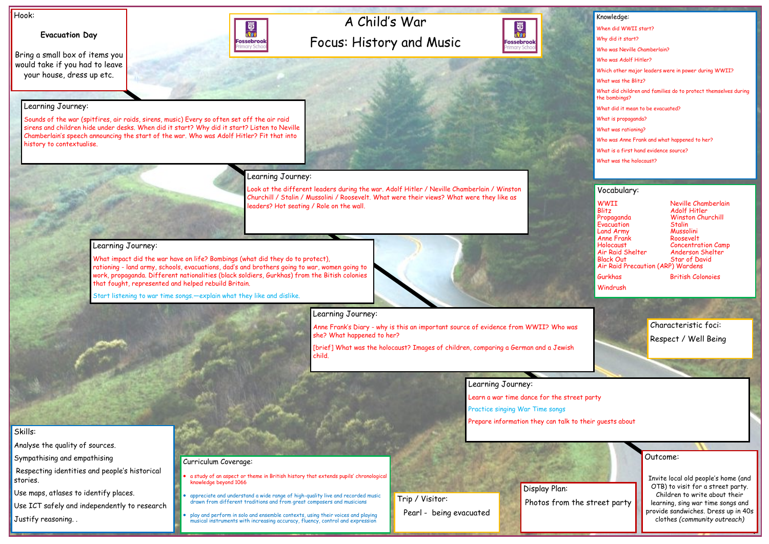# A Child's War

## Focus: History and Music

Fossebrook Primary School

### Hook:

**Evacuation Day**

Bring a small box of items you would take if you had to leave your house, dress up etc.

### Learning Journey:

Sounds of the war (spitfires, air raids, sirens, music) Every so often set off the air raid sirens and children hide under desks. When did it start? Why did it start? Listen to Neville Chamberlain's speech announcing the start of the war. Who was Adolf Hitler? Fit that into history to contextualise.

### Learning Journey:

Look at the different leaders during the war. Adolf Hitler / Neville Chamberlain / Winston Churchill / Stalin / Mussolini / Roosevelt. What were their views? What were they like as leaders? Hot seating / Role on the wall.

### Learning Journey:

What impact did the war have on life? Bombings (what did they do to protect), rationing - land army, schools, evacuations, dad's and brothers going to war, women going to work, propaganda. Different nationalities (black soldiers, Gurkhas) from the Britsh colonies that fought, represented and helped rebuild Britain.

Start listening to war time songs.—explain what they like and dislike.

### Learning Journey:

Anne Frank's Diary - why is this an important source of evidence from WWII? Who was she? What happened to her?

[brief] What was the holocaust? Images of children, comparing a German and a Jewish child.

### Learning Journey:

Learn a war time dance for the street party

Practice singing War Time songs

Prepare information they can talk to their guests about

### Knowledge:

- When did WWII start?
- Why did it start?
- Who was Neville Chamberlain?
- Who was Adolf Hitler?
- Which other major leaders were in power during WWII?
- What was the Blitz?
- What did children and families do to protect themselves during the bombings?
- What did it mean to be evacuated?
- What is propaganda?
- What was rationing?
- Who was Anne Frank and what happened to her?
- What is a first hand evidence source?
- What was the holocaust?

### Vocabulary:

| | |
|---|---|
| WWII | Neville Chamberlain |
| Blitz | Adolf Hitler |
| Propaganda | Winston Churchill |
| Evacuation | Stalin |
| Land Army | Mussolini |
| Anne Frank | Roosevelt |
| Holocaust | Concentration Camp |
| Air Raid Shelter | Anderson Shelter |
| Black Out | Star of David |
| Air Raid Precaution (ARP) Wardens | |
| Gurkhas | British Colonoies |
| Windrush | |

### Characteristic foci:

Respect / Well Being

### Skills:

- Analyse the quality of sources.
- Sympathising and empathising
- Respecting identities and people's historical stories.
- Use maps, atlases to identify places.
- Use ICT safely and independently to research
- Justify reasoning. .

### Curriculum Coverage:

- a study of an aspect or theme in British history that extends pupils' chronological knowledge beyond 1066
- appreciate and understand a wide range of high-quality live and recorded music drawn from different traditions and from great composers and musicians
- play and perform in solo and ensemble contexts, using their voices and playing musical instruments with increasing accuracy, fluency, control and expression

### Trip / Visitor:

Pearl - being evacuated

### Display Plan:

Photos from the street party

### Outcome:

Invite local old people's home (and OTB) to visit for a street party. Children to write about their learning, sing war time songs and provide sandwiches. Dress up in 40s clothes *(community outreach)*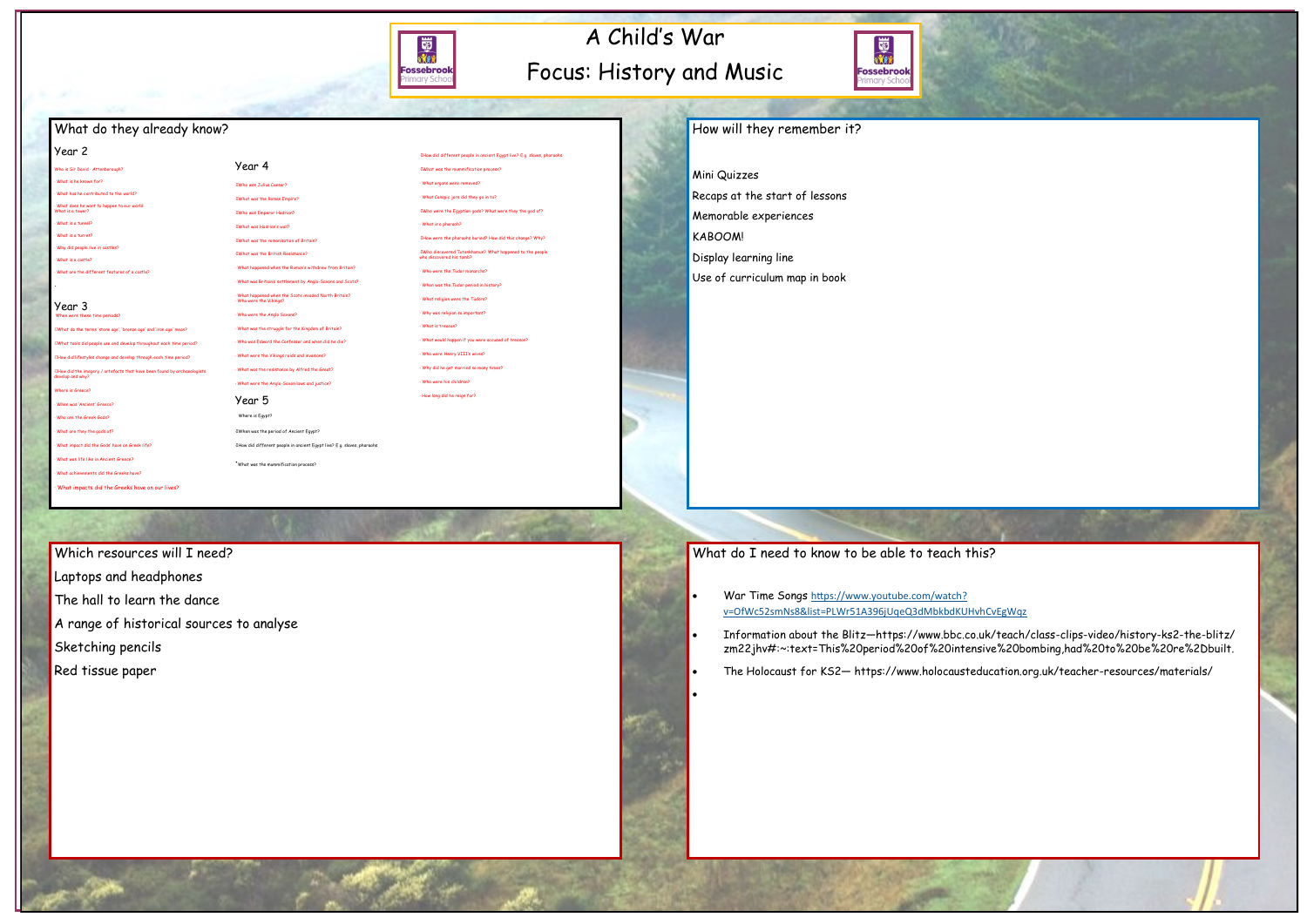# A Child's War

## Focus: History and Music

## What do they already know?

### Year 2

- Who is Sir David Attenborough?
- What is he known for?
- What has he contributed to the world?
- What does he want to happen to our world
- What is a tower?
- What is a tunnel?
- What is a turret?
- Why did people live in castles?
- What is a castle?
- What are the different features of a castle?

### Year 3

- When were these time periods?
- What do the terms 'stone age', 'bronze age' and 'iron age' mean?
- What tools did people use and develop throughout each time period?
- How did lifestyles change and develop through each time period?
- How did the imagery / artefacts that have been found by archaeologists develop and why?
- Where is Greece?
- When was 'Ancient' Greece?
- Who are the Greek Gods?
- What are they the gods of?
- What impact did the Gods' have on Greek life?
- What was life like in Ancient Greece?
- What achievements did the Greeks have?
- What impacts did the Greeks have on our lives?

### Year 4

- Who was Julius Caesar?
- What was the Roman Empire?
- Who was Emperor Hadrian?
- What was Hadrian's wall?
- What was the romanisation of Britain?
- What was the British Resistance?
- What happened when the Romans withdrew from Britain?
- What was Britain's settlement by Anglo-Saxons and Scots?
- What happened when the Scots invaded North Britain?
- Who were the Vikings?
- Who were the Anglo Saxons?
- What was the struggle for the Kingdom of Britain?
- Who was Edward the Confessor and when did he die?
- What were the Viking raids and invasions?
- What was the resistance by Alfred the Great?
- What were the Anglo-Saxon laws and justice?

### Year 5

- Where is Egypt?
- When was the period of Ancient Egypt?
- How did different people in ancient Egypt live? E.g. slaves, pharaohs
- What was the mummification process?
- How did different people in ancient Egypt live? E.g. slaves, pharaohs
- What was the mummification process?
- What organs were removed?
- What Canopic jars did they go in to?
- Who were the Egyptian gods? What were they the god of?
- What is a pharaoh?
- How were the pharaohs buried? How did this change? Why?
- Who discovered Tutankhamun? What happened to the people who discovered his tomb?
- Who were the Tudor monarchs?
- When was the Tudor period in history?
- What religion were the Tudors?
- Why was religion so important?
- What is treason?
- What would happen if you were accused of treason?
- Who were Henry VIII's wives?
- Why did he get married so many times?
- Who were his children?
- How long did he reign for?

## How will they remember it?

Mini Quizzes

Recaps at the start of lessons

Memorable experiences

KABOOM!

Display learning line

Use of curriculum map in book

## Which resources will I need?

Laptops and headphones

The hall to learn the dance

A range of historical sources to analyse

Sketching pencils

Red tissue paper

## What do I need to know to be able to teach this?

- War Time Songs https://www.youtube.com/watch?v=OfWc52smNs8&list=PLWr51A396jUqeQ3dMbkbdKUHvhCvEgWqz
- Information about the Blitz—https://www.bbc.co.uk/teach/class-clips-video/history-ks2-the-blitz/zm22jhv#:~:text=This%20period%20of%20intensive%20bombing,had%20to%20be%20re%2Dbuilt.
- The Holocaust for KS2— https://www.holocausteducation.org.uk/teacher-resources/materials/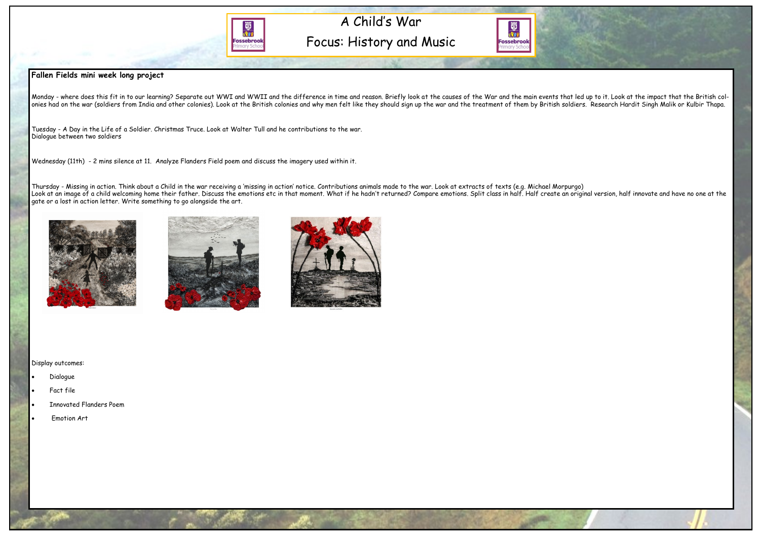# A Child's War

## Focus: History and Music

**Fallen Fields mini week long project**

Monday - where does this fit in to our learning? Separate out WWI and WWII and the difference in time and reason. Briefly look at the causes of the War and the main events that led up to it. Look at the impact that the British colonies had on the war (soldiers from India and other colonies). Look at the British colonies and why men felt like they should sign up the war and the treatment of them by British soldiers. Research Hardit Singh Malik or Kulbir Thapa.

Tuesday - A Day in the Life of a Soldier. Christmas Truce. Look at Walter Tull and he contributions to the war.
Dialogue between two soldiers

Wednesday (11th) - 2 mins silence at 11. Analyze Flanders Field poem and discuss the imagery used within it.

Thursday - Missing in action. Think about a Child in the war receiving a 'missing in action' notice. Contributions animals made to the war. Look at extracts of texts (e.g. Michael Morpurgo)
Look at an image of a child welcoming home their father. Discuss the emotions etc in that moment. What if he hadn't returned? Compare emotions. Split class in half. Half create an original version, half innovate and have no one at the gate or a lost in action letter. Write something to go alongside the art.

Display outcomes:

- Dialogue
- Fact file
- Innovated Flanders Poem
- Emotion Art